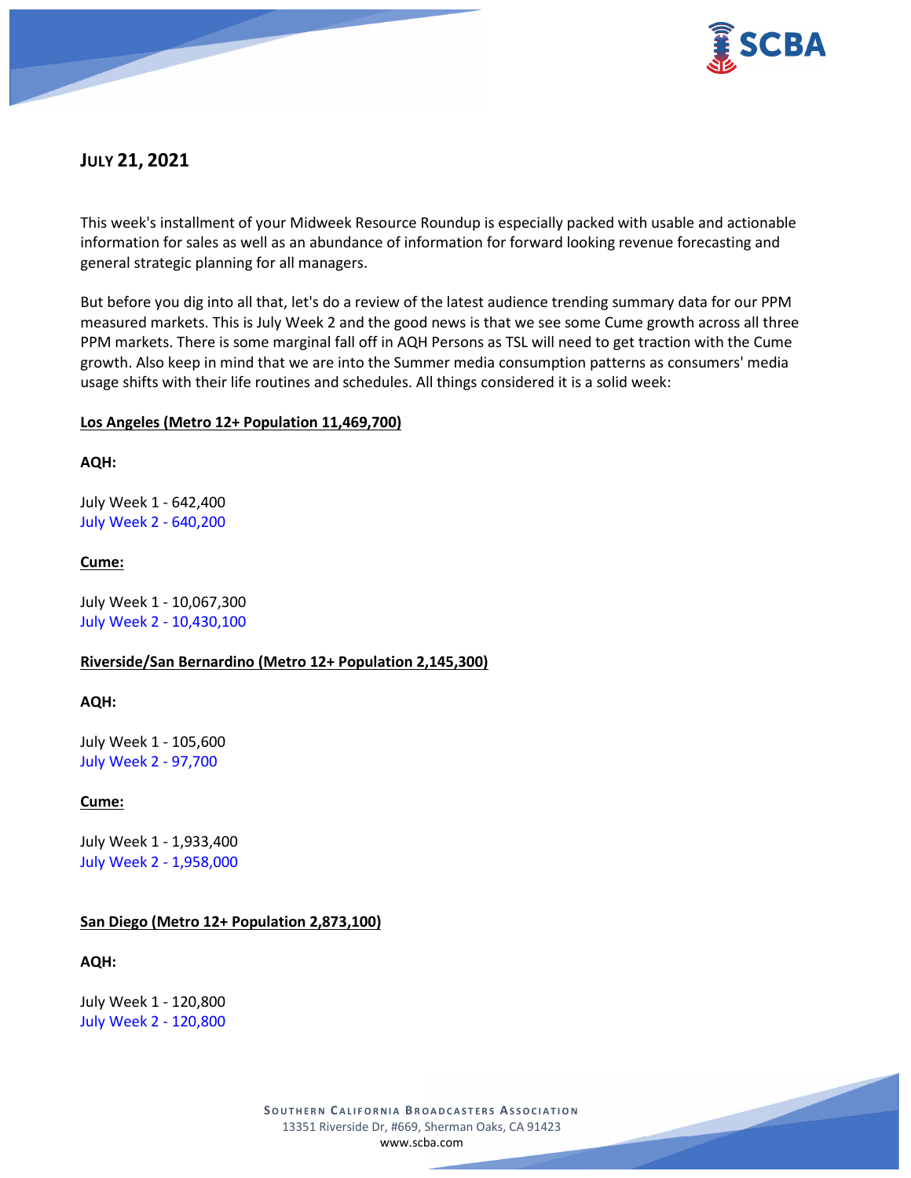# JULY 21, 2021

This week's installment of your Midweek Resource Roundup is especially packed with usable and actionable information for sales as well as an abundance of information for forward looking revenue forecasting and general strategic planning for all managers.

But before you dig into all that, let's do a review of the latest audience trending summary data for our PPM measured markets. This is July Week 2 and the good news is that we see some Cume growth across all three PPM markets. There is some marginal fall off in AQH Persons as TSL will need to get traction with the Cume growth. Also keep in mind that we are into the Summer media consumption patterns as consumers' media usage shifts with their life routines and schedules. All things considered it is a solid week:

**Los Angeles (Metro 12+ Population 11,469,700)**

**AQH:**

July Week 1 - 642,400
July Week 2 - 640,200

**Cume:**

July Week 1 - 10,067,300
July Week 2 - 10,430,100

**Riverside/San Bernardino (Metro 12+ Population 2,145,300)**

**AQH:**

July Week 1 - 105,600
July Week 2 - 97,700

**Cume:**

July Week 1 - 1,933,400
July Week 2 - 1,958,000

**San Diego (Metro 12+ Population 2,873,100)**

**AQH:**

July Week 1 - 120,800
July Week 2 - 120,800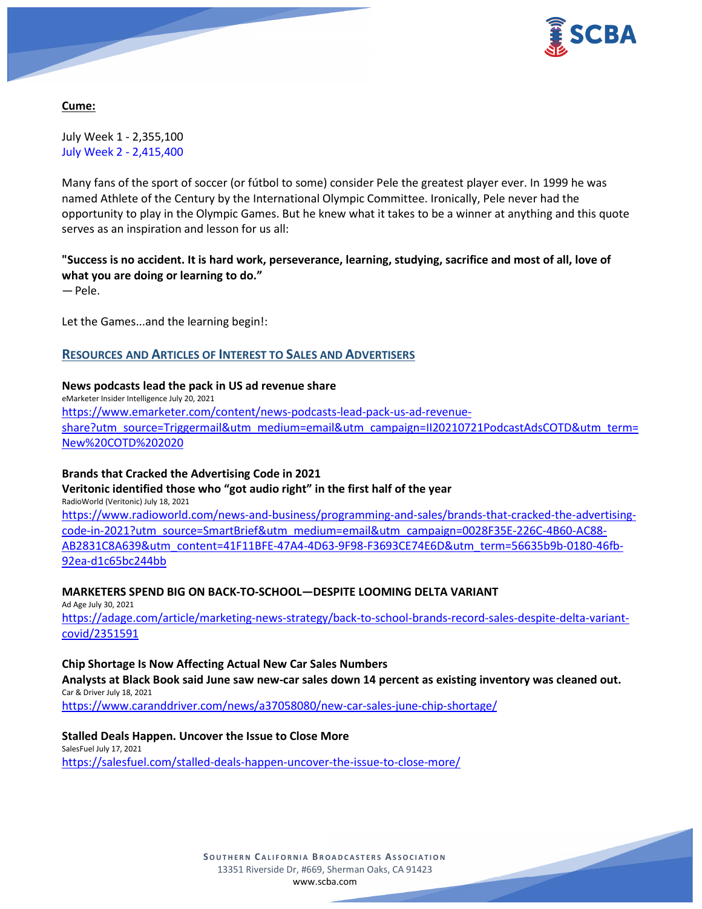**Cume:**

July Week 1 - 2,355,100
July Week 2 - 2,415,400

Many fans of the sport of soccer (or fútbol to some) consider Pele the greatest player ever. In 1999 he was named Athlete of the Century by the International Olympic Committee. Ironically, Pele never had the opportunity to play in the Olympic Games. But he knew what it takes to be a winner at anything and this quote serves as an inspiration and lesson for us all:

**"Success is no accident. It is hard work, perseverance, learning, studying, sacrifice and most of all, love of what you are doing or learning to do."**
— Pele.

Let the Games...and the learning begin!:

## RESOURCES AND ARTICLES OF INTEREST TO SALES AND ADVERTISERS

**News podcasts lead the pack in US ad revenue share**
eMarketer Insider Intelligence July 20, 2021
https://www.emarketer.com/content/news-podcasts-lead-pack-us-ad-revenue-share?utm_source=Triggermail&utm_medium=email&utm_campaign=II20210721PodcastAdsCOTD&utm_term=New%20COTD%202020

**Brands that Cracked the Advertising Code in 2021**
**Veritonic identified those who "got audio right" in the first half of the year**
RadioWorld (Veritonic) July 18, 2021
https://www.radioworld.com/news-and-business/programming-and-sales/brands-that-cracked-the-advertising-code-in-2021?utm_source=SmartBrief&utm_medium=email&utm_campaign=0028F35E-226C-4B60-AC88-AB2831C8A639&utm_content=41F11BFE-47A4-4D63-9F98-F3693CE74E6D&utm_term=56635b9b-0180-46fb-92ea-d1c65bc244bb

**MARKETERS SPEND BIG ON BACK-TO-SCHOOL—DESPITE LOOMING DELTA VARIANT**
Ad Age July 30, 2021
https://adage.com/article/marketing-news-strategy/back-to-school-brands-record-sales-despite-delta-variant-covid/2351591

**Chip Shortage Is Now Affecting Actual New Car Sales Numbers**
**Analysts at Black Book said June saw new-car sales down 14 percent as existing inventory was cleaned out.**
Car & Driver July 18, 2021
https://www.caranddriver.com/news/a37058080/new-car-sales-june-chip-shortage/

**Stalled Deals Happen. Uncover the Issue to Close More**
SalesFuel July 17, 2021
https://salesfuel.com/stalled-deals-happen-uncover-the-issue-to-close-more/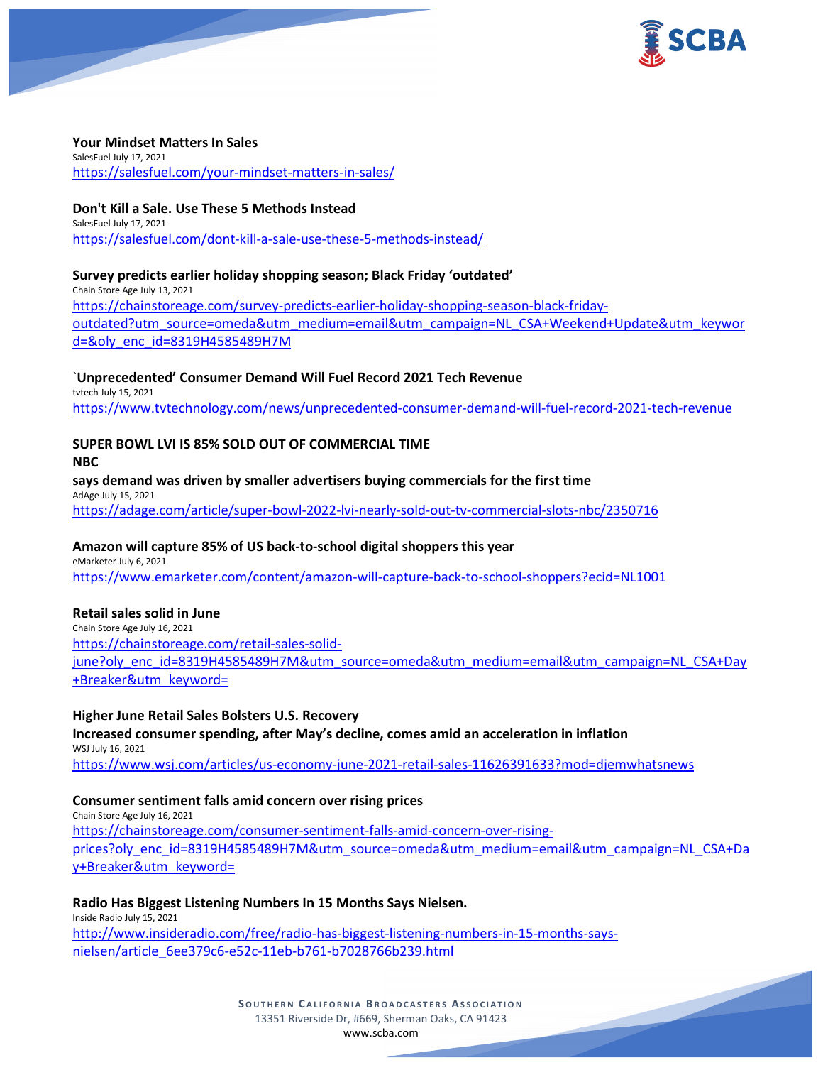**Your Mindset Matters In Sales**
SalesFuel July 17, 2021
https://salesfuel.com/your-mindset-matters-in-sales/

**Don't Kill a Sale. Use These 5 Methods Instead**
SalesFuel July 17, 2021
https://salesfuel.com/dont-kill-a-sale-use-these-5-methods-instead/

**Survey predicts earlier holiday shopping season; Black Friday 'outdated'**
Chain Store Age July 13, 2021
https://chainstoreage.com/survey-predicts-earlier-holiday-shopping-season-black-friday-outdated?utm_source=omeda&utm_medium=email&utm_campaign=NL_CSA+Weekend+Update&utm_keyword=&oly_enc_id=8319H4585489H7M

**`Unprecedented' Consumer Demand Will Fuel Record 2021 Tech Revenue**
tvtech July 15, 2021
https://www.tvtechnology.com/news/unprecedented-consumer-demand-will-fuel-record-2021-tech-revenue

**SUPER BOWL LVI IS 85% SOLD OUT OF COMMERCIAL TIME**
**NBC**
**says demand was driven by smaller advertisers buying commercials for the first time**
AdAge July 15, 2021
https://adage.com/article/super-bowl-2022-lvi-nearly-sold-out-tv-commercial-slots-nbc/2350716

**Amazon will capture 85% of US back-to-school digital shoppers this year**
eMarketer July 6, 2021
https://www.emarketer.com/content/amazon-will-capture-back-to-school-shoppers?ecid=NL1001

**Retail sales solid in June**
Chain Store Age July 16, 2021
https://chainstoreage.com/retail-sales-solid-june?oly_enc_id=8319H4585489H7M&utm_source=omeda&utm_medium=email&utm_campaign=NL_CSA+Day+Breaker&utm_keyword=

**Higher June Retail Sales Bolsters U.S. Recovery**
**Increased consumer spending, after May's decline, comes amid an acceleration in inflation**
WSJ July 16, 2021
https://www.wsj.com/articles/us-economy-june-2021-retail-sales-11626391633?mod=djemwhatsnews

**Consumer sentiment falls amid concern over rising prices**
Chain Store Age July 16, 2021
https://chainstoreage.com/consumer-sentiment-falls-amid-concern-over-rising-prices?oly_enc_id=8319H4585489H7M&utm_source=omeda&utm_medium=email&utm_campaign=NL_CSA+Day+Breaker&utm_keyword=

**Radio Has Biggest Listening Numbers In 15 Months Says Nielsen.**
Inside Radio July 15, 2021
http://www.insideradio.com/free/radio-has-biggest-listening-numbers-in-15-months-says-nielsen/article_6ee379c6-e52c-11eb-b761-b7028766b239.html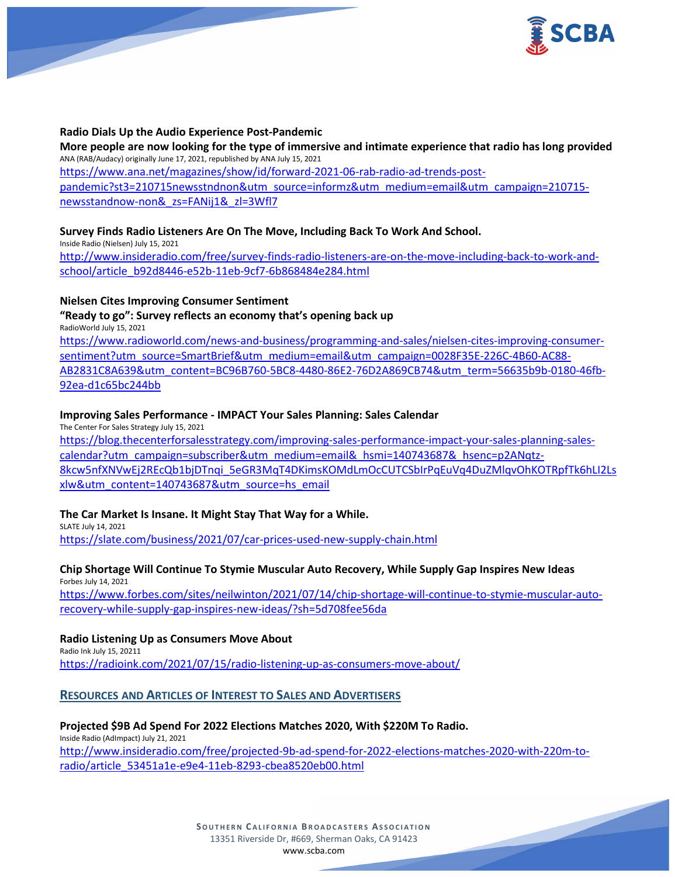**Radio Dials Up the Audio Experience Post-Pandemic**

**More people are now looking for the type of immersive and intimate experience that radio has long provided**

ANA (RAB/Audacy) originally June 17, 2021, republished by ANA July 15, 2021

https://www.ana.net/magazines/show/id/forward-2021-06-rab-radio-ad-trends-post-pandemic?st3=210715newsstndnon&utm_source=informz&utm_medium=email&utm_campaign=210715-newsstandnow-non&_zs=FANij1&_zl=3Wfl7

**Survey Finds Radio Listeners Are On The Move, Including Back To Work And School.**

Inside Radio (Nielsen) July 15, 2021

http://www.insideradio.com/free/survey-finds-radio-listeners-are-on-the-move-including-back-to-work-and-school/article_b92d8446-e52b-11eb-9cf7-6b868484e284.html

**Nielsen Cites Improving Consumer Sentiment**

**"Ready to go": Survey reflects an economy that's opening back up**

RadioWorld July 15, 2021

https://www.radioworld.com/news-and-business/programming-and-sales/nielsen-cites-improving-consumer-sentiment?utm_source=SmartBrief&utm_medium=email&utm_campaign=0028F35E-226C-4B60-AC88-AB2831C8A639&utm_content=BC96B760-5BC8-4480-86E2-76D2A869CB74&utm_term=56635b9b-0180-46fb-92ea-d1c65bc244bb

**Improving Sales Performance - IMPACT Your Sales Planning: Sales Calendar**

The Center For Sales Strategy July 15, 2021

https://blog.thecenterforsalesstrategy.com/improving-sales-performance-impact-your-sales-planning-sales-calendar?utm_campaign=subscriber&utm_medium=email&_hsmi=140743687&_hsenc=p2ANqtz-8kcw5nfXNVwEj2REcQb1bjDTnqi_5eGR3MqT4DKimsKOMdLmOcCUTCSbIrPqEuVq4DuZMlqvOhKOTRpfTk6hLI2Lsxlw&utm_content=140743687&utm_source=hs_email

**The Car Market Is Insane. It Might Stay That Way for a While.**

SLATE July 14, 2021

https://slate.com/business/2021/07/car-prices-used-new-supply-chain.html

**Chip Shortage Will Continue To Stymie Muscular Auto Recovery, While Supply Gap Inspires New Ideas**

Forbes July 14, 2021

https://www.forbes.com/sites/neilwinton/2021/07/14/chip-shortage-will-continue-to-stymie-muscular-auto-recovery-while-supply-gap-inspires-new-ideas/?sh=5d708fee56da

**Radio Listening Up as Consumers Move About**

Radio Ink July 15, 20211

https://radioink.com/2021/07/15/radio-listening-up-as-consumers-move-about/

## RESOURCES AND ARTICLES OF INTEREST TO SALES AND ADVERTISERS

**Projected $9B Ad Spend For 2022 Elections Matches 2020, With $220M To Radio.**

Inside Radio (AdImpact) July 21, 2021

http://www.insideradio.com/free/projected-9b-ad-spend-for-2022-elections-matches-2020-with-220m-to-radio/article_53451a1e-e9e4-11eb-8293-cbea8520eb00.html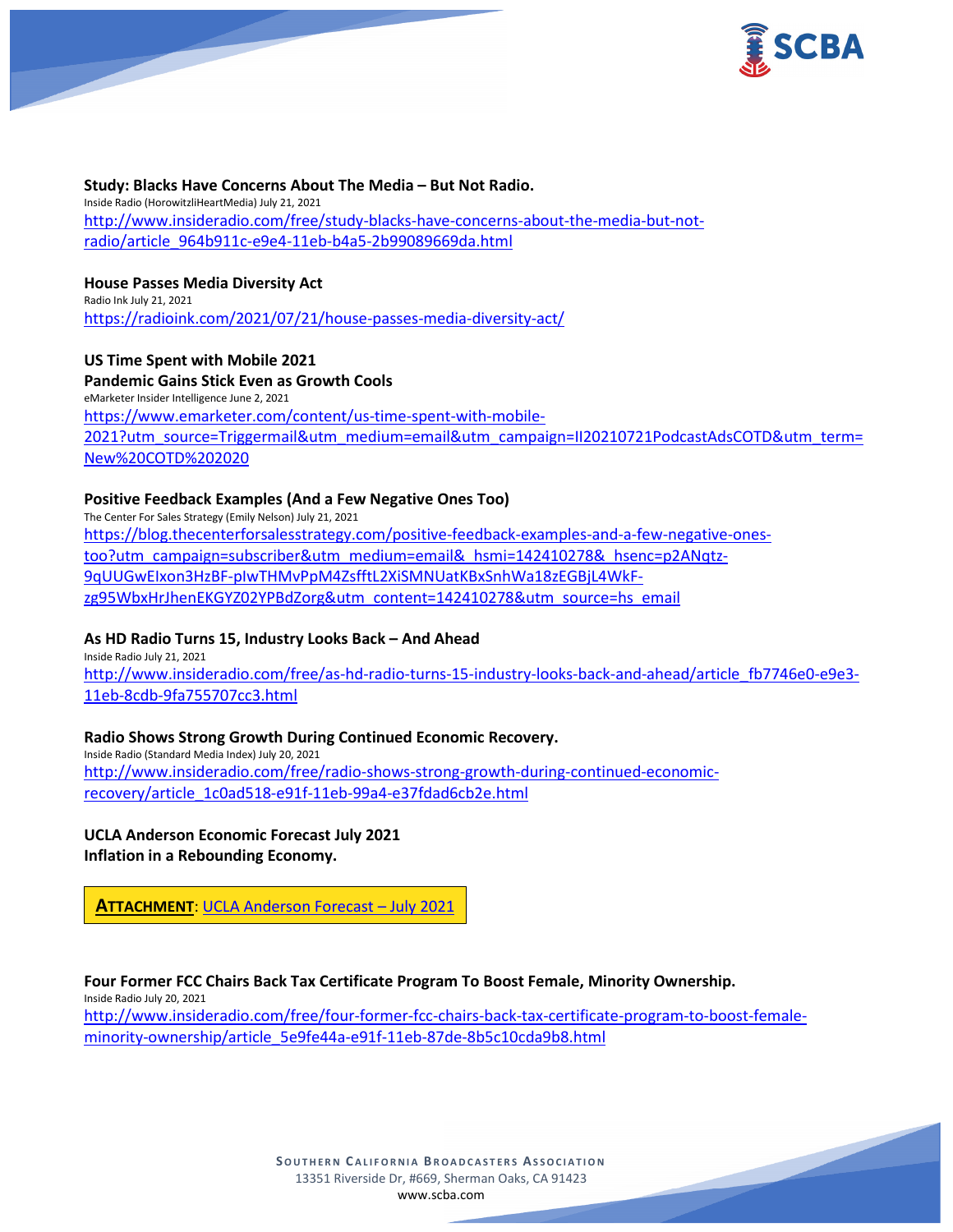**Study: Blacks Have Concerns About The Media – But Not Radio.**
Inside Radio (HorowitzliHeartMedia) July 21, 2021
http://www.insideradio.com/free/study-blacks-have-concerns-about-the-media-but-not-radio/article_964b911c-e9e4-11eb-b4a5-2b99089669da.html

**House Passes Media Diversity Act**
Radio Ink July 21, 2021
https://radioink.com/2021/07/21/house-passes-media-diversity-act/

**US Time Spent with Mobile 2021**
**Pandemic Gains Stick Even as Growth Cools**
eMarketer Insider Intelligence June 2, 2021
https://www.emarketer.com/content/us-time-spent-with-mobile-2021?utm_source=Triggermail&utm_medium=email&utm_campaign=II20210721PodcastAdsCOTD&utm_term=New%20COTD%202020

**Positive Feedback Examples (And a Few Negative Ones Too)**
The Center For Sales Strategy (Emily Nelson) July 21, 2021
https://blog.thecenterforsalesstrategy.com/positive-feedback-examples-and-a-few-negative-ones-too?utm_campaign=subscriber&utm_medium=email&_hsmi=142410278&_hsenc=p2ANqtz-9qUUGwEIxon3HzBF-pIwTHMvPpM4ZsfftL2XiSMNUatKBxSnhWa18zEGBjL4WkF-zg95WbxHrJhenEKGYZ02YPBdZorg&utm_content=142410278&utm_source=hs_email

**As HD Radio Turns 15, Industry Looks Back – And Ahead**
Inside Radio July 21, 2021
http://www.insideradio.com/free/as-hd-radio-turns-15-industry-looks-back-and-ahead/article_fb7746e0-e9e3-11eb-8cdb-9fa755707cc3.html

**Radio Shows Strong Growth During Continued Economic Recovery.**
Inside Radio (Standard Media Index) July 20, 2021
http://www.insideradio.com/free/radio-shows-strong-growth-during-continued-economic-recovery/article_1c0ad518-e91f-11eb-99a4-e37fdad6cb2e.html

**UCLA Anderson Economic Forecast July 2021**
**Inflation in a Rebounding Economy.**

**ATTACHMENT**: UCLA Anderson Forecast – July 2021

**Four Former FCC Chairs Back Tax Certificate Program To Boost Female, Minority Ownership.**
Inside Radio July 20, 2021
http://www.insideradio.com/free/four-former-fcc-chairs-back-tax-certificate-program-to-boost-female-minority-ownership/article_5e9fe44a-e91f-11eb-87de-8b5c10cda9b8.html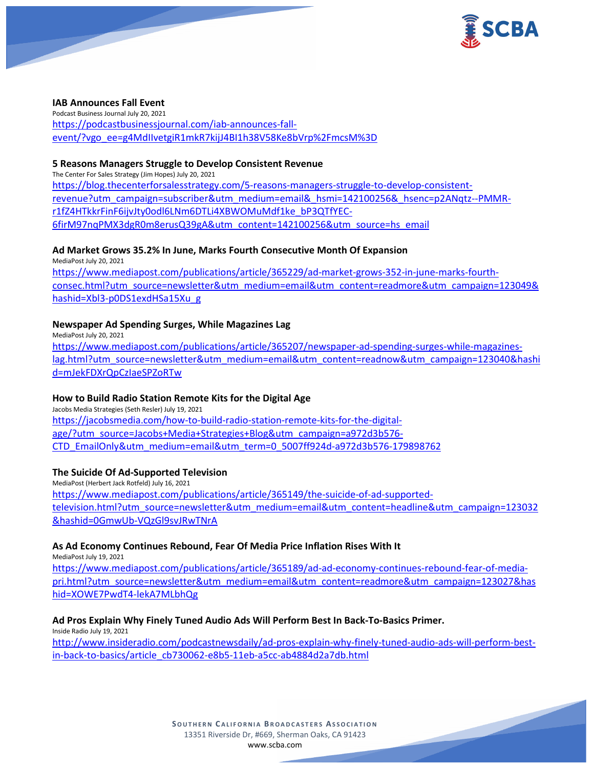**IAB Announces Fall Event**

Podcast Business Journal July 20, 2021

https://podcastbusinessjournal.com/iab-announces-fall-event/?vgo_ee=g4MdIIvetgiR1mkR7kijJ4BI1h38V58Ke8bVrp%2FmcsM%3D

**5 Reasons Managers Struggle to Develop Consistent Revenue**

The Center For Sales Strategy (Jim Hopes) July 20, 2021

https://blog.thecenterforsalesstrategy.com/5-reasons-managers-struggle-to-develop-consistent-revenue?utm_campaign=subscriber&utm_medium=email&_hsmi=142100256&_hsenc=p2ANqtz--PMMR-r1fZ4HTkkrFinF6ijvJty0odl6LNm6DTLi4XBWOMuMdf1ke_bP3QTfYEC-6firM97nqPMX3dgR0m8erusQ39gA&utm_content=142100256&utm_source=hs_email

**Ad Market Grows 35.2% In June, Marks Fourth Consecutive Month Of Expansion**

MediaPost July 20, 2021

https://www.mediapost.com/publications/article/365229/ad-market-grows-352-in-june-marks-fourth-consec.html?utm_source=newsletter&utm_medium=email&utm_content=readmore&utm_campaign=123049&hashid=Xbl3-p0DS1exdHSa15Xu_g

**Newspaper Ad Spending Surges, While Magazines Lag**

MediaPost July 20, 2021

https://www.mediapost.com/publications/article/365207/newspaper-ad-spending-surges-while-magazines-lag.html?utm_source=newsletter&utm_medium=email&utm_content=readnow&utm_campaign=123040&hashid=mJekFDXrQpCzIaeSPZoRTw

**How to Build Radio Station Remote Kits for the Digital Age**

Jacobs Media Strategies (Seth Resler) July 19, 2021

https://jacobsmedia.com/how-to-build-radio-station-remote-kits-for-the-digital-age/?utm_source=Jacobs+Media+Strategies+Blog&utm_campaign=a972d3b576-CTD_EmailOnly&utm_medium=email&utm_term=0_5007ff924d-a972d3b576-179898762

**The Suicide Of Ad-Supported Television**

MediaPost (Herbert Jack Rotfeld) July 16, 2021

https://www.mediapost.com/publications/article/365149/the-suicide-of-ad-supported-television.html?utm_source=newsletter&utm_medium=email&utm_content=headline&utm_campaign=123032&hashid=0GmwUb-VQzGl9svJRwTNrA

**As Ad Economy Continues Rebound, Fear Of Media Price Inflation Rises With It**

MediaPost July 19, 2021

https://www.mediapost.com/publications/article/365189/ad-ad-economy-continues-rebound-fear-of-media-pri.html?utm_source=newsletter&utm_medium=email&utm_content=readmore&utm_campaign=123027&hashid=XOWE7PwdT4-lekA7MLbhQg

**Ad Pros Explain Why Finely Tuned Audio Ads Will Perform Best In Back-To-Basics Primer.**

Inside Radio July 19, 2021

http://www.insideradio.com/podcastnewsdaily/ad-pros-explain-why-finely-tuned-audio-ads-will-perform-best-in-back-to-basics/article_cb730062-e8b5-11eb-a5cc-ab4884d2a7db.html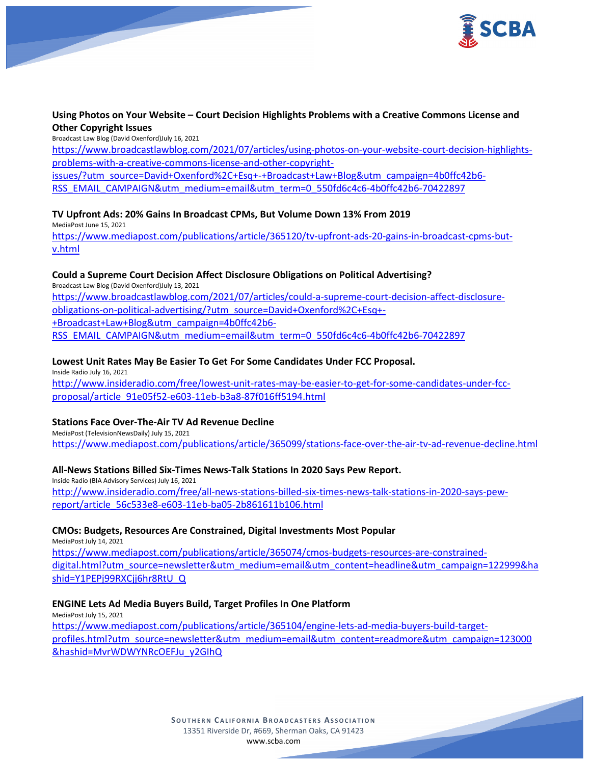**Using Photos on Your Website – Court Decision Highlights Problems with a Creative Commons License and Other Copyright Issues**

Broadcast Law Blog (David Oxenford)July 16, 2021

https://www.broadcastlawblog.com/2021/07/articles/using-photos-on-your-website-court-decision-highlights-problems-with-a-creative-commons-license-and-other-copyright-issues/?utm_source=David+Oxenford%2C+Esq+-+Broadcast+Law+Blog&utm_campaign=4b0ffc42b6-RSS_EMAIL_CAMPAIGN&utm_medium=email&utm_term=0_550fd6c4c6-4b0ffc42b6-70422897

**TV Upfront Ads: 20% Gains In Broadcast CPMs, But Volume Down 13% From 2019**

MediaPost June 15, 2021

https://www.mediapost.com/publications/article/365120/tv-upfront-ads-20-gains-in-broadcast-cpms-but-v.html

**Could a Supreme Court Decision Affect Disclosure Obligations on Political Advertising?**

Broadcast Law Blog (David Oxenford)July 13, 2021

https://www.broadcastlawblog.com/2021/07/articles/could-a-supreme-court-decision-affect-disclosure-obligations-on-political-advertising/?utm_source=David+Oxenford%2C+Esq+-+Broadcast+Law+Blog&utm_campaign=4b0ffc42b6-RSS_EMAIL_CAMPAIGN&utm_medium=email&utm_term=0_550fd6c4c6-4b0ffc42b6-70422897

**Lowest Unit Rates May Be Easier To Get For Some Candidates Under FCC Proposal.**

Inside Radio July 16, 2021

http://www.insideradio.com/free/lowest-unit-rates-may-be-easier-to-get-for-some-candidates-under-fcc-proposal/article_91e05f52-e603-11eb-b3a8-87f016ff5194.html

**Stations Face Over-The-Air TV Ad Revenue Decline**

MediaPost (TelevisionNewsDaily) July 15, 2021

https://www.mediapost.com/publications/article/365099/stations-face-over-the-air-tv-ad-revenue-decline.html

**All-News Stations Billed Six-Times News-Talk Stations In 2020 Says Pew Report.**

Inside Radio (BIA Advisory Services) July 16, 2021

http://www.insideradio.com/free/all-news-stations-billed-six-times-news-talk-stations-in-2020-says-pew-report/article_56c533e8-e603-11eb-ba05-2b861611b106.html

**CMOs: Budgets, Resources Are Constrained, Digital Investments Most Popular**

MediaPost July 14, 2021

https://www.mediapost.com/publications/article/365074/cmos-budgets-resources-are-constrained-digital.html?utm_source=newsletter&utm_medium=email&utm_content=headline&utm_campaign=122999&hashid=Y1PEPj99RXCjj6hr8RtU_Q

**ENGINE Lets Ad Media Buyers Build, Target Profiles In One Platform**

MediaPost July 15, 2021

https://www.mediapost.com/publications/article/365104/engine-lets-ad-media-buyers-build-target-profiles.html?utm_source=newsletter&utm_medium=email&utm_content=readmore&utm_campaign=123000&hashid=MvrWDWYNRcOEFJu_y2GIhQ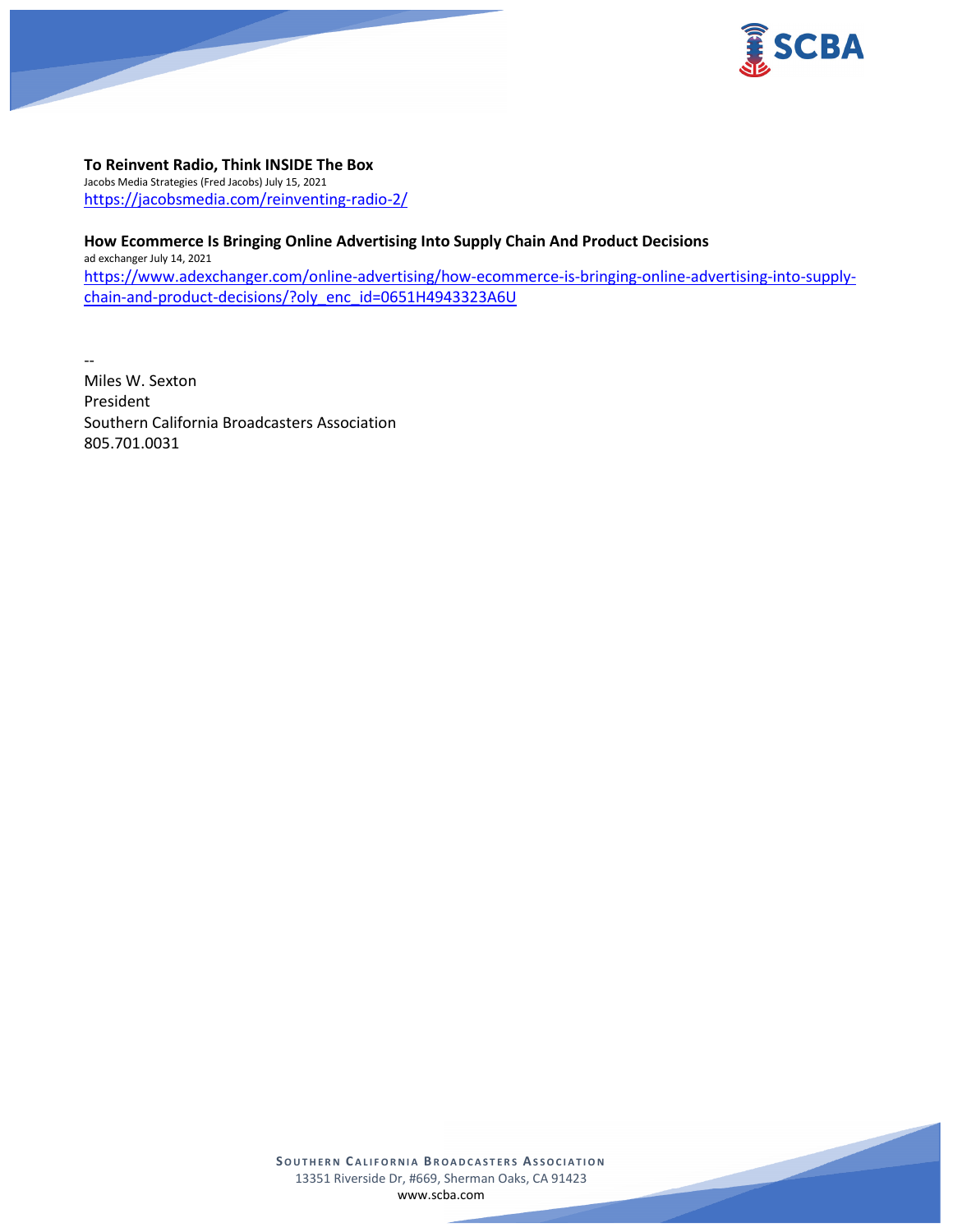**To Reinvent Radio, Think INSIDE The Box**
Jacobs Media Strategies (Fred Jacobs) July 15, 2021
https://jacobsmedia.com/reinventing-radio-2/

**How Ecommerce Is Bringing Online Advertising Into Supply Chain And Product Decisions**
ad exchanger July 14, 2021
https://www.adexchanger.com/online-advertising/how-ecommerce-is-bringing-online-advertising-into-supply-chain-and-product-decisions/?oly_enc_id=0651H4943323A6U

--
Miles W. Sexton
President
Southern California Broadcasters Association
805.701.0031